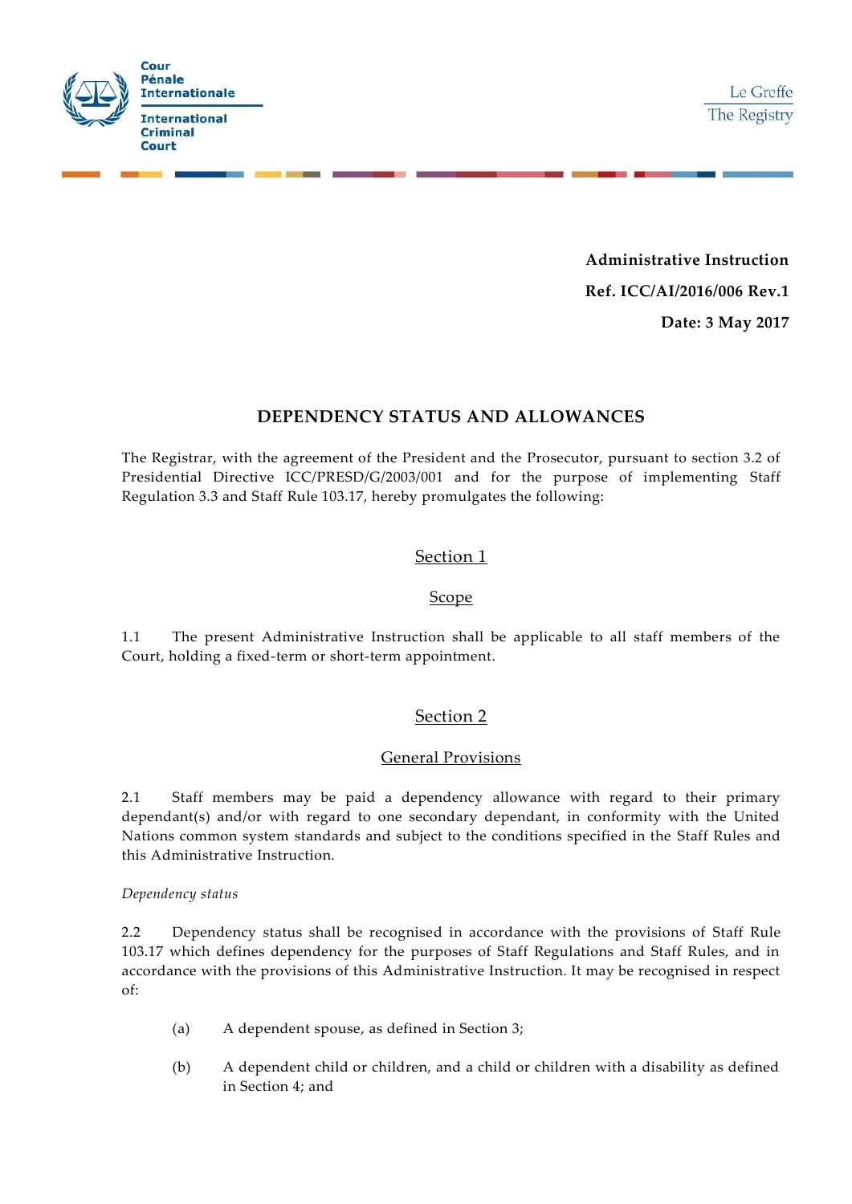Cour Pénale Internationale

International Criminal Court

Le Greffe

The Registry

**Administrative Instruction**

**Ref. ICC/AI/2016/006 Rev.1**

**Date: 3 May 2017**

# DEPENDENCY STATUS AND ALLOWANCES

The Registrar, with the agreement of the President and the Prosecutor, pursuant to section 3.2 of Presidential Directive ICC/PRESD/G/2003/001 and for the purpose of implementing Staff Regulation 3.3 and Staff Rule 103.17, hereby promulgates the following:

## Section 1

### Scope

1.1 The present Administrative Instruction shall be applicable to all staff members of the Court, holding a fixed-term or short-term appointment.

## Section 2

### General Provisions

2.1 Staff members may be paid a dependency allowance with regard to their primary dependant(s) and/or with regard to one secondary dependant, in conformity with the United Nations common system standards and subject to the conditions specified in the Staff Rules and this Administrative Instruction.

*Dependency status*

2.2 Dependency status shall be recognised in accordance with the provisions of Staff Rule 103.17 which defines dependency for the purposes of Staff Regulations and Staff Rules, and in accordance with the provisions of this Administrative Instruction. It may be recognised in respect of:

(a) A dependent spouse, as defined in Section 3;

(b) A dependent child or children, and a child or children with a disability as defined in Section 4; and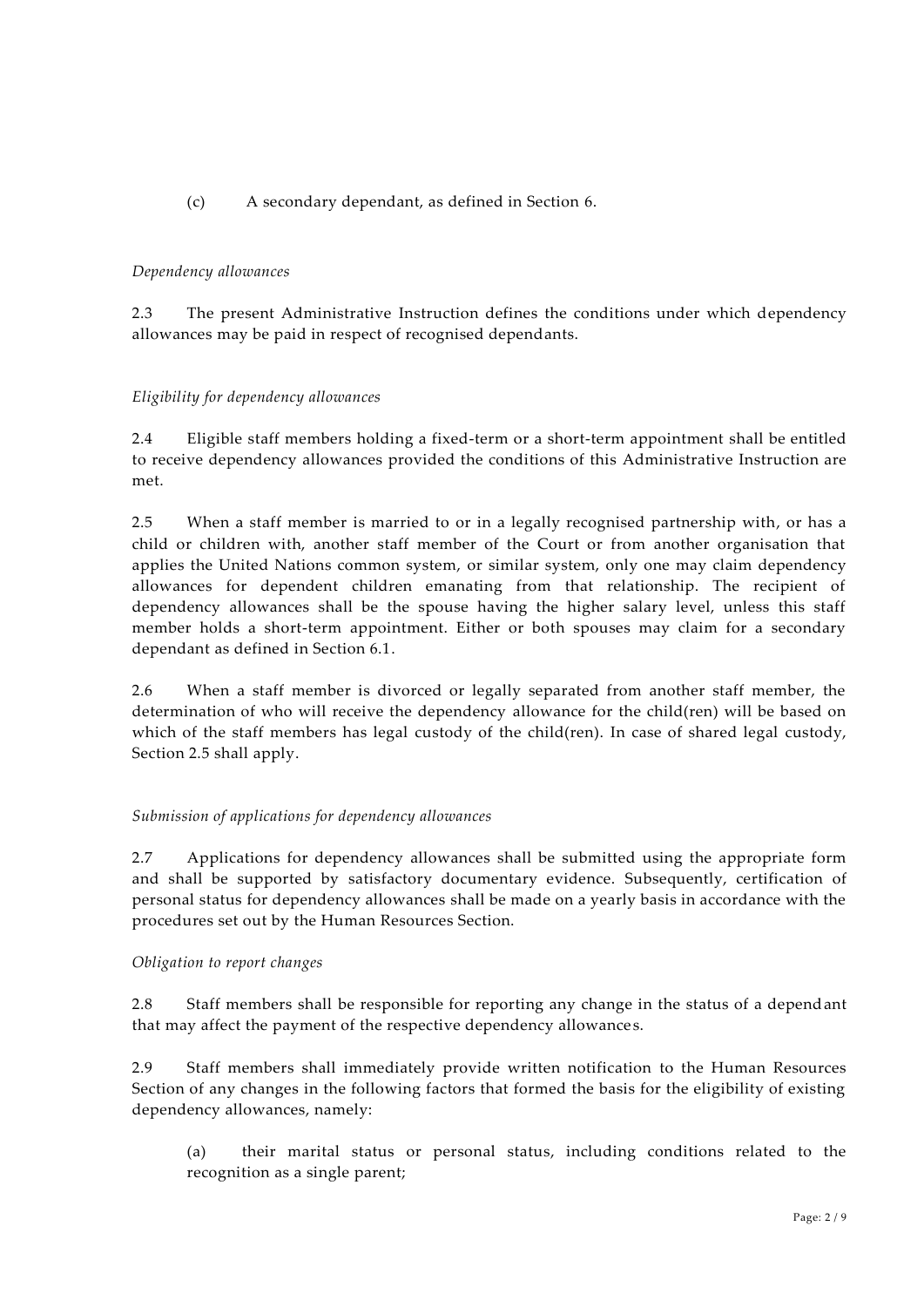(c) A secondary dependant, as defined in Section 6.

*Dependency allowances*

2.3 The present Administrative Instruction defines the conditions under which dependency allowances may be paid in respect of recognised dependants.

*Eligibility for dependency allowances*

2.4 Eligible staff members holding a fixed-term or a short-term appointment shall be entitled to receive dependency allowances provided the conditions of this Administrative Instruction are met.

2.5 When a staff member is married to or in a legally recognised partnership with, or has a child or children with, another staff member of the Court or from another organisation that applies the United Nations common system, or similar system, only one may claim dependency allowances for dependent children emanating from that relationship. The recipient of dependency allowances shall be the spouse having the higher salary level, unless this staff member holds a short-term appointment. Either or both spouses may claim for a secondary dependant as defined in Section 6.1.

2.6 When a staff member is divorced or legally separated from another staff member, the determination of who will receive the dependency allowance for the child(ren) will be based on which of the staff members has legal custody of the child(ren). In case of shared legal custody, Section 2.5 shall apply.

*Submission of applications for dependency allowances*

2.7 Applications for dependency allowances shall be submitted using the appropriate form and shall be supported by satisfactory documentary evidence. Subsequently, certification of personal status for dependency allowances shall be made on a yearly basis in accordance with the procedures set out by the Human Resources Section.

*Obligation to report changes*

2.8 Staff members shall be responsible for reporting any change in the status of a dependant that may affect the payment of the respective dependency allowances.

2.9 Staff members shall immediately provide written notification to the Human Resources Section of any changes in the following factors that formed the basis for the eligibility of existing dependency allowances, namely:

(a) their marital status or personal status, including conditions related to the recognition as a single parent;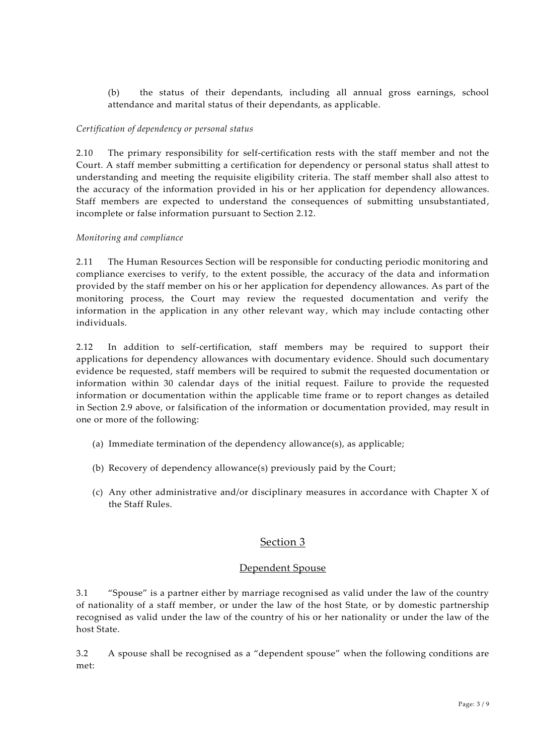(b) the status of their dependants, including all annual gross earnings, school attendance and marital status of their dependants, as applicable.

*Certification of dependency or personal status*

2.10 The primary responsibility for self-certification rests with the staff member and not the Court. A staff member submitting a certification for dependency or personal status shall attest to understanding and meeting the requisite eligibility criteria. The staff member shall also attest to the accuracy of the information provided in his or her application for dependency allowances. Staff members are expected to understand the consequences of submitting unsubstantiated, incomplete or false information pursuant to Section 2.12.

*Monitoring and compliance*

2.11 The Human Resources Section will be responsible for conducting periodic monitoring and compliance exercises to verify, to the extent possible, the accuracy of the data and information provided by the staff member on his or her application for dependency allowances. As part of the monitoring process, the Court may review the requested documentation and verify the information in the application in any other relevant way, which may include contacting other individuals.

2.12 In addition to self-certification, staff members may be required to support their applications for dependency allowances with documentary evidence. Should such documentary evidence be requested, staff members will be required to submit the requested documentation or information within 30 calendar days of the initial request. Failure to provide the requested information or documentation within the applicable time frame or to report changes as detailed in Section 2.9 above, or falsification of the information or documentation provided, may result in one or more of the following:

(a) Immediate termination of the dependency allowance(s), as applicable;

(b) Recovery of dependency allowance(s) previously paid by the Court;

(c) Any other administrative and/or disciplinary measures in accordance with Chapter X of the Staff Rules.

## Section 3

### Dependent Spouse

3.1 "Spouse" is a partner either by marriage recognised as valid under the law of the country of nationality of a staff member, or under the law of the host State, or by domestic partnership recognised as valid under the law of the country of his or her nationality or under the law of the host State.

3.2 A spouse shall be recognised as a "dependent spouse" when the following conditions are met: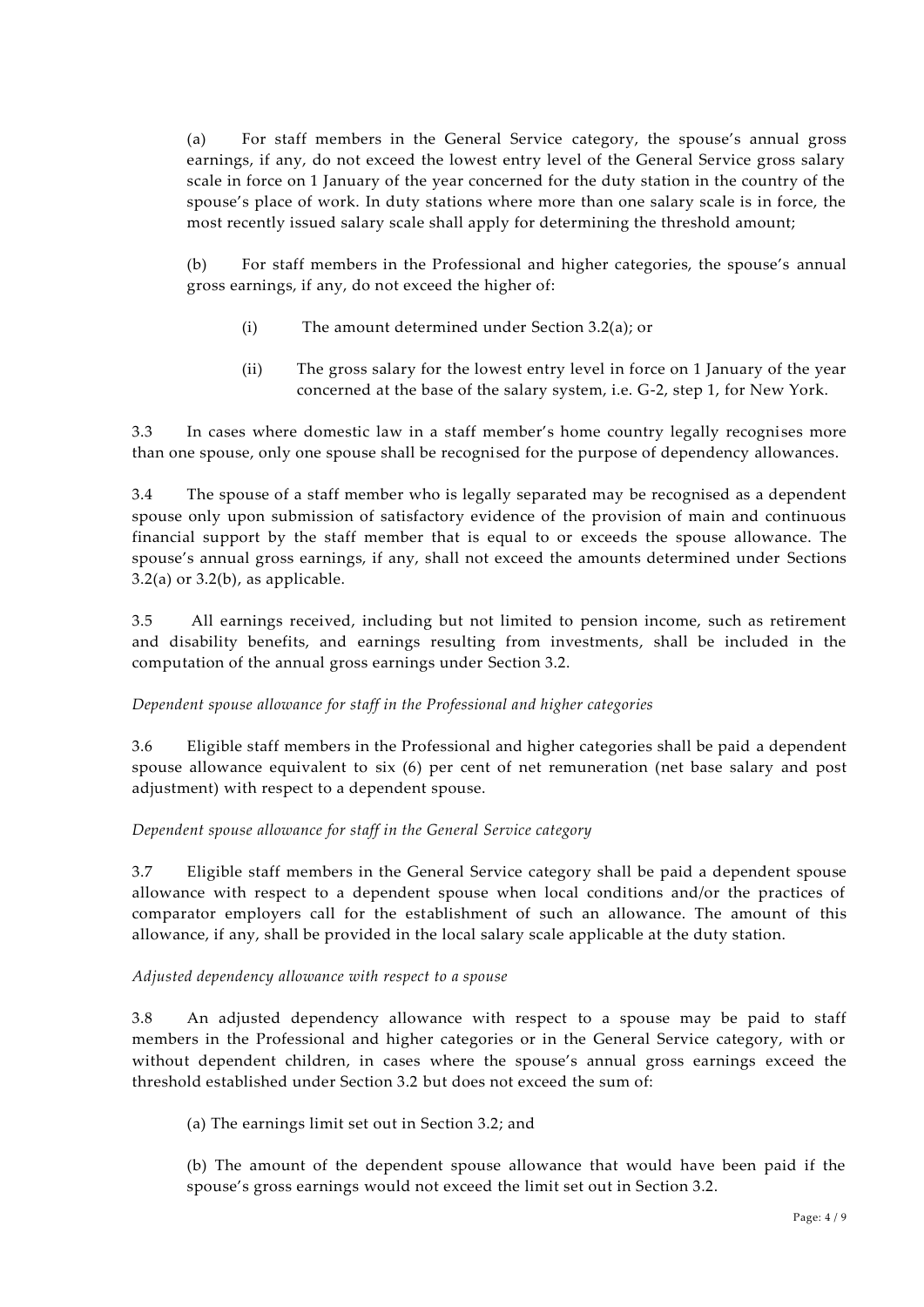(a) For staff members in the General Service category, the spouse's annual gross earnings, if any, do not exceed the lowest entry level of the General Service gross salary scale in force on 1 January of the year concerned for the duty station in the country of the spouse's place of work. In duty stations where more than one salary scale is in force, the most recently issued salary scale shall apply for determining the threshold amount;

(b) For staff members in the Professional and higher categories, the spouse's annual gross earnings, if any, do not exceed the higher of:

(i) The amount determined under Section 3.2(a); or

(ii) The gross salary for the lowest entry level in force on 1 January of the year concerned at the base of the salary system, i.e. G-2, step 1, for New York.

3.3 In cases where domestic law in a staff member's home country legally recognises more than one spouse, only one spouse shall be recognised for the purpose of dependency allowances.

3.4 The spouse of a staff member who is legally separated may be recognised as a dependent spouse only upon submission of satisfactory evidence of the provision of main and continuous financial support by the staff member that is equal to or exceeds the spouse allowance. The spouse's annual gross earnings, if any, shall not exceed the amounts determined under Sections 3.2(a) or 3.2(b), as applicable.

3.5 All earnings received, including but not limited to pension income, such as retirement and disability benefits, and earnings resulting from investments, shall be included in the computation of the annual gross earnings under Section 3.2.

*Dependent spouse allowance for staff in the Professional and higher categories*

3.6 Eligible staff members in the Professional and higher categories shall be paid a dependent spouse allowance equivalent to six (6) per cent of net remuneration (net base salary and post adjustment) with respect to a dependent spouse.

*Dependent spouse allowance for staff in the General Service category*

3.7 Eligible staff members in the General Service category shall be paid a dependent spouse allowance with respect to a dependent spouse when local conditions and/or the practices of comparator employers call for the establishment of such an allowance. The amount of this allowance, if any, shall be provided in the local salary scale applicable at the duty station.

*Adjusted dependency allowance with respect to a spouse*

3.8 An adjusted dependency allowance with respect to a spouse may be paid to staff members in the Professional and higher categories or in the General Service category, with or without dependent children, in cases where the spouse's annual gross earnings exceed the threshold established under Section 3.2 but does not exceed the sum of:

(a) The earnings limit set out in Section 3.2; and

(b) The amount of the dependent spouse allowance that would have been paid if the spouse's gross earnings would not exceed the limit set out in Section 3.2.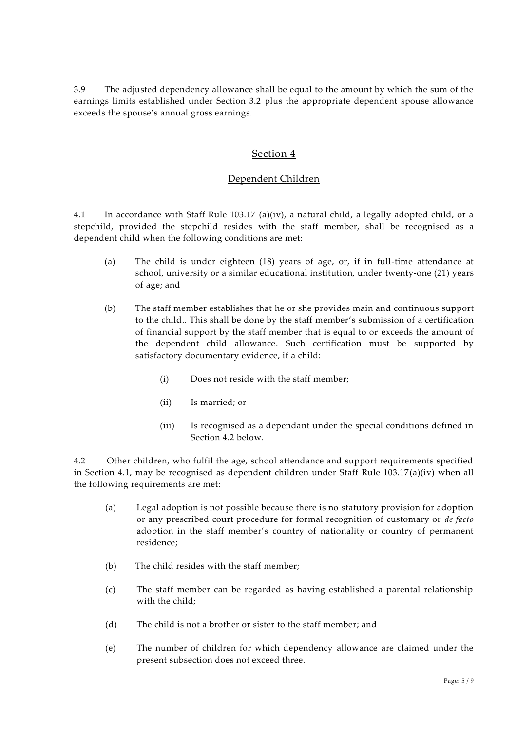3.9 The adjusted dependency allowance shall be equal to the amount by which the sum of the earnings limits established under Section 3.2 plus the appropriate dependent spouse allowance exceeds the spouse's annual gross earnings.

## Section 4

### Dependent Children

4.1 In accordance with Staff Rule 103.17 (a)(iv), a natural child, a legally adopted child, or a stepchild, provided the stepchild resides with the staff member, shall be recognised as a dependent child when the following conditions are met:

(a) The child is under eighteen (18) years of age, or, if in full-time attendance at school, university or a similar educational institution, under twenty-one (21) years of age; and

(b) The staff member establishes that he or she provides main and continuous support to the child.. This shall be done by the staff member's submission of a certification of financial support by the staff member that is equal to or exceeds the amount of the dependent child allowance. Such certification must be supported by satisfactory documentary evidence, if a child:

  (i) Does not reside with the staff member;

  (ii) Is married; or

  (iii) Is recognised as a dependant under the special conditions defined in Section 4.2 below.

4.2 Other children, who fulfil the age, school attendance and support requirements specified in Section 4.1, may be recognised as dependent children under Staff Rule 103.17(a)(iv) when all the following requirements are met:

(a) Legal adoption is not possible because there is no statutory provision for adoption or any prescribed court procedure for formal recognition of customary or *de facto* adoption in the staff member's country of nationality or country of permanent residence;

(b) The child resides with the staff member;

(c) The staff member can be regarded as having established a parental relationship with the child;

(d) The child is not a brother or sister to the staff member; and

(e) The number of children for which dependency allowance are claimed under the present subsection does not exceed three.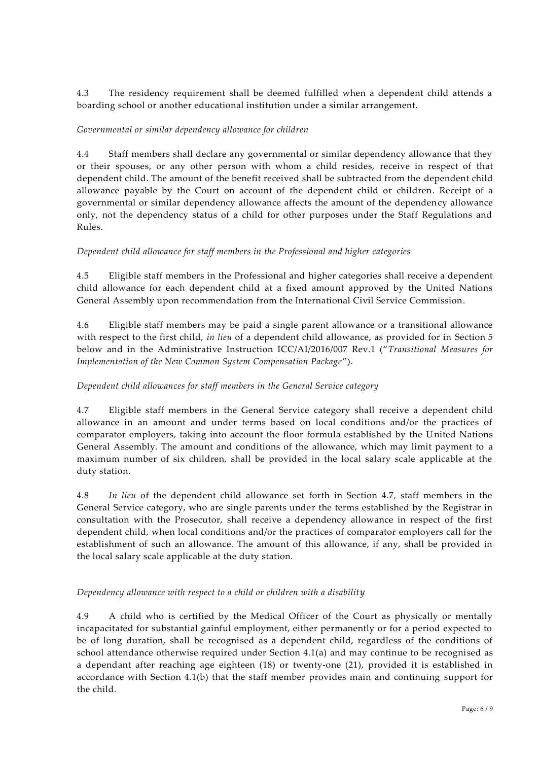4.3 The residency requirement shall be deemed fulfilled when a dependent child attends a boarding school or another educational institution under a similar arrangement.

*Governmental or similar dependency allowance for children*

4.4 Staff members shall declare any governmental or similar dependency allowance that they or their spouses, or any other person with whom a child resides, receive in respect of that dependent child. The amount of the benefit received shall be subtracted from the dependent child allowance payable by the Court on account of the dependent child or children. Receipt of a governmental or similar dependency allowance affects the amount of the dependency allowance only, not the dependency status of a child for other purposes under the Staff Regulations and Rules.

*Dependent child allowance for staff members in the Professional and higher categories*

4.5 Eligible staff members in the Professional and higher categories shall receive a dependent child allowance for each dependent child at a fixed amount approved by the United Nations General Assembly upon recommendation from the International Civil Service Commission.

4.6 Eligible staff members may be paid a single parent allowance or a transitional allowance with respect to the first child, *in lieu* of a dependent child allowance, as provided for in Section 5 below and in the Administrative Instruction ICC/AI/2016/007 Rev.1 ("*Transitional Measures for Implementation of the New Common System Compensation Package*").

*Dependent child allowances for staff members in the General Service category*

4.7 Eligible staff members in the General Service category shall receive a dependent child allowance in an amount and under terms based on local conditions and/or the practices of comparator employers, taking into account the floor formula established by the United Nations General Assembly. The amount and conditions of the allowance, which may limit payment to a maximum number of six children, shall be provided in the local salary scale applicable at the duty station.

4.8 *In lieu* of the dependent child allowance set forth in Section 4.7, staff members in the General Service category, who are single parents under the terms established by the Registrar in consultation with the Prosecutor, shall receive a dependency allowance in respect of the first dependent child, when local conditions and/or the practices of comparator employers call for the establishment of such an allowance. The amount of this allowance, if any, shall be provided in the local salary scale applicable at the duty station.

*Dependency allowance with respect to a child or children with a disability*

4.9 A child who is certified by the Medical Officer of the Court as physically or mentally incapacitated for substantial gainful employment, either permanently or for a period expected to be of long duration, shall be recognised as a dependent child, regardless of the conditions of school attendance otherwise required under Section 4.1(a) and may continue to be recognised as a dependant after reaching age eighteen (18) or twenty-one (21), provided it is established in accordance with Section 4.1(b) that the staff member provides main and continuing support for the child.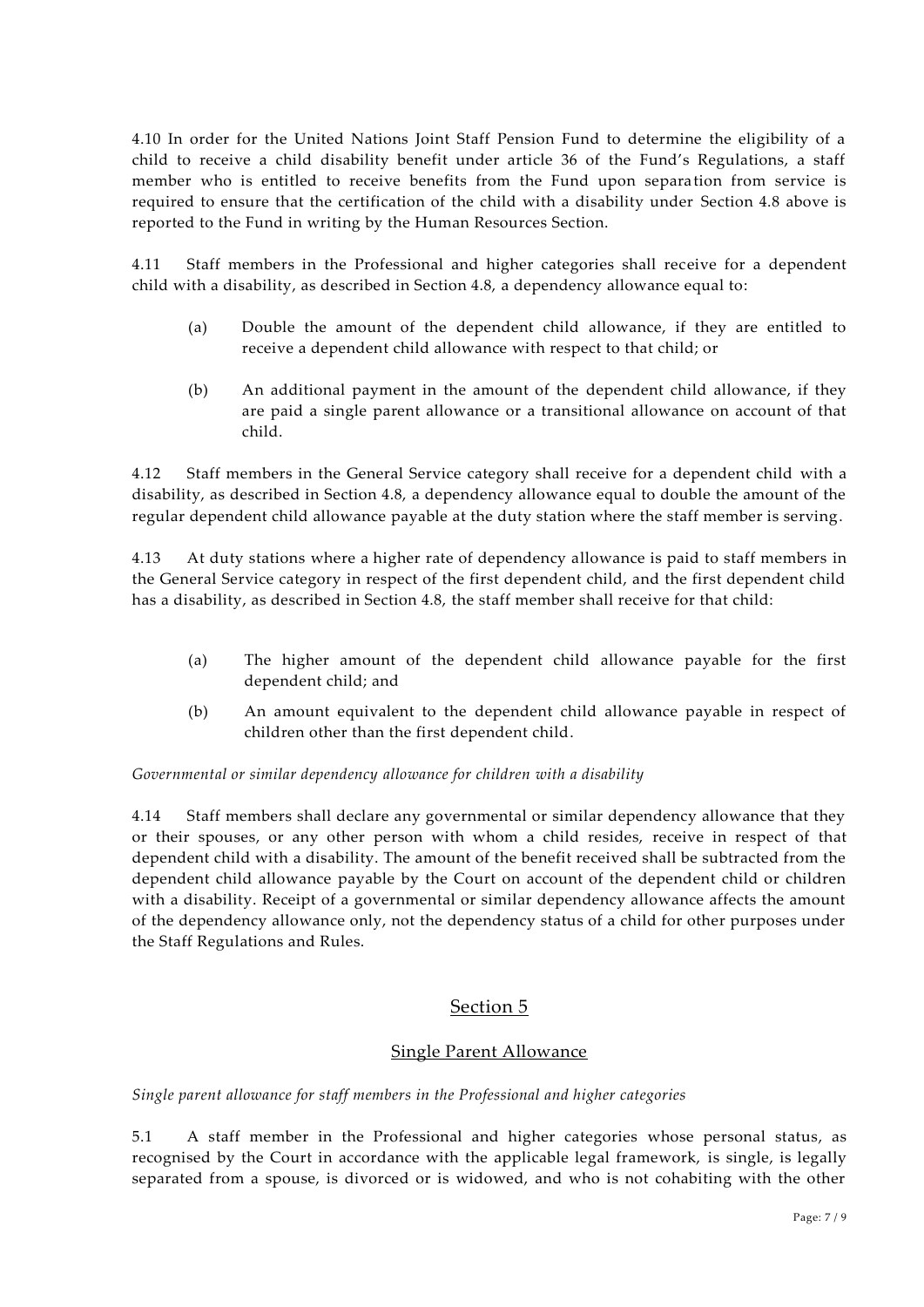4.10 In order for the United Nations Joint Staff Pension Fund to determine the eligibility of a child to receive a child disability benefit under article 36 of the Fund's Regulations, a staff member who is entitled to receive benefits from the Fund upon separation from service is required to ensure that the certification of the child with a disability under Section 4.8 above is reported to the Fund in writing by the Human Resources Section.

4.11 Staff members in the Professional and higher categories shall receive for a dependent child with a disability, as described in Section 4.8, a dependency allowance equal to:

(a) Double the amount of the dependent child allowance, if they are entitled to receive a dependent child allowance with respect to that child; or

(b) An additional payment in the amount of the dependent child allowance, if they are paid a single parent allowance or a transitional allowance on account of that child.

4.12 Staff members in the General Service category shall receive for a dependent child with a disability, as described in Section 4.8, a dependency allowance equal to double the amount of the regular dependent child allowance payable at the duty station where the staff member is serving.

4.13 At duty stations where a higher rate of dependency allowance is paid to staff members in the General Service category in respect of the first dependent child, and the first dependent child has a disability, as described in Section 4.8, the staff member shall receive for that child:

(a) The higher amount of the dependent child allowance payable for the first dependent child; and

(b) An amount equivalent to the dependent child allowance payable in respect of children other than the first dependent child.

*Governmental or similar dependency allowance for children with a disability*

4.14 Staff members shall declare any governmental or similar dependency allowance that they or their spouses, or any other person with whom a child resides, receive in respect of that dependent child with a disability. The amount of the benefit received shall be subtracted from the dependent child allowance payable by the Court on account of the dependent child or children with a disability. Receipt of a governmental or similar dependency allowance affects the amount of the dependency allowance only, not the dependency status of a child for other purposes under the Staff Regulations and Rules.

## Section 5

## Single Parent Allowance

*Single parent allowance for staff members in the Professional and higher categories*

5.1 A staff member in the Professional and higher categories whose personal status, as recognised by the Court in accordance with the applicable legal framework, is single, is legally separated from a spouse, is divorced or is widowed, and who is not cohabiting with the other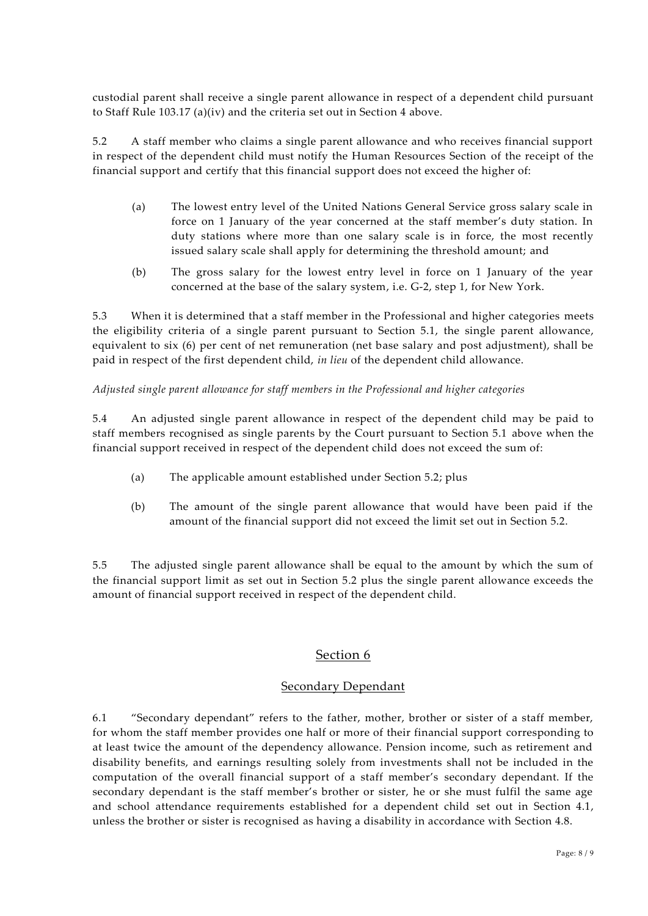custodial parent shall receive a single parent allowance in respect of a dependent child pursuant to Staff Rule 103.17 (a)(iv) and the criteria set out in Section 4 above.

5.2 A staff member who claims a single parent allowance and who receives financial support in respect of the dependent child must notify the Human Resources Section of the receipt of the financial support and certify that this financial support does not exceed the higher of:

(a) The lowest entry level of the United Nations General Service gross salary scale in force on 1 January of the year concerned at the staff member's duty station. In duty stations where more than one salary scale is in force, the most recently issued salary scale shall apply for determining the threshold amount; and

(b) The gross salary for the lowest entry level in force on 1 January of the year concerned at the base of the salary system, i.e. G-2, step 1, for New York.

5.3 When it is determined that a staff member in the Professional and higher categories meets the eligibility criteria of a single parent pursuant to Section 5.1, the single parent allowance, equivalent to six (6) per cent of net remuneration (net base salary and post adjustment), shall be paid in respect of the first dependent child, *in lieu* of the dependent child allowance.

*Adjusted single parent allowance for staff members in the Professional and higher categories*

5.4 An adjusted single parent allowance in respect of the dependent child may be paid to staff members recognised as single parents by the Court pursuant to Section 5.1 above when the financial support received in respect of the dependent child does not exceed the sum of:

(a) The applicable amount established under Section 5.2; plus

(b) The amount of the single parent allowance that would have been paid if the amount of the financial support did not exceed the limit set out in Section 5.2.

5.5 The adjusted single parent allowance shall be equal to the amount by which the sum of the financial support limit as set out in Section 5.2 plus the single parent allowance exceeds the amount of financial support received in respect of the dependent child.

## Section 6

### Secondary Dependant

6.1 "Secondary dependant" refers to the father, mother, brother or sister of a staff member, for whom the staff member provides one half or more of their financial support corresponding to at least twice the amount of the dependency allowance. Pension income, such as retirement and disability benefits, and earnings resulting solely from investments shall not be included in the computation of the overall financial support of a staff member's secondary dependant. If the secondary dependant is the staff member's brother or sister, he or she must fulfil the same age and school attendance requirements established for a dependent child set out in Section 4.1, unless the brother or sister is recognised as having a disability in accordance with Section 4.8.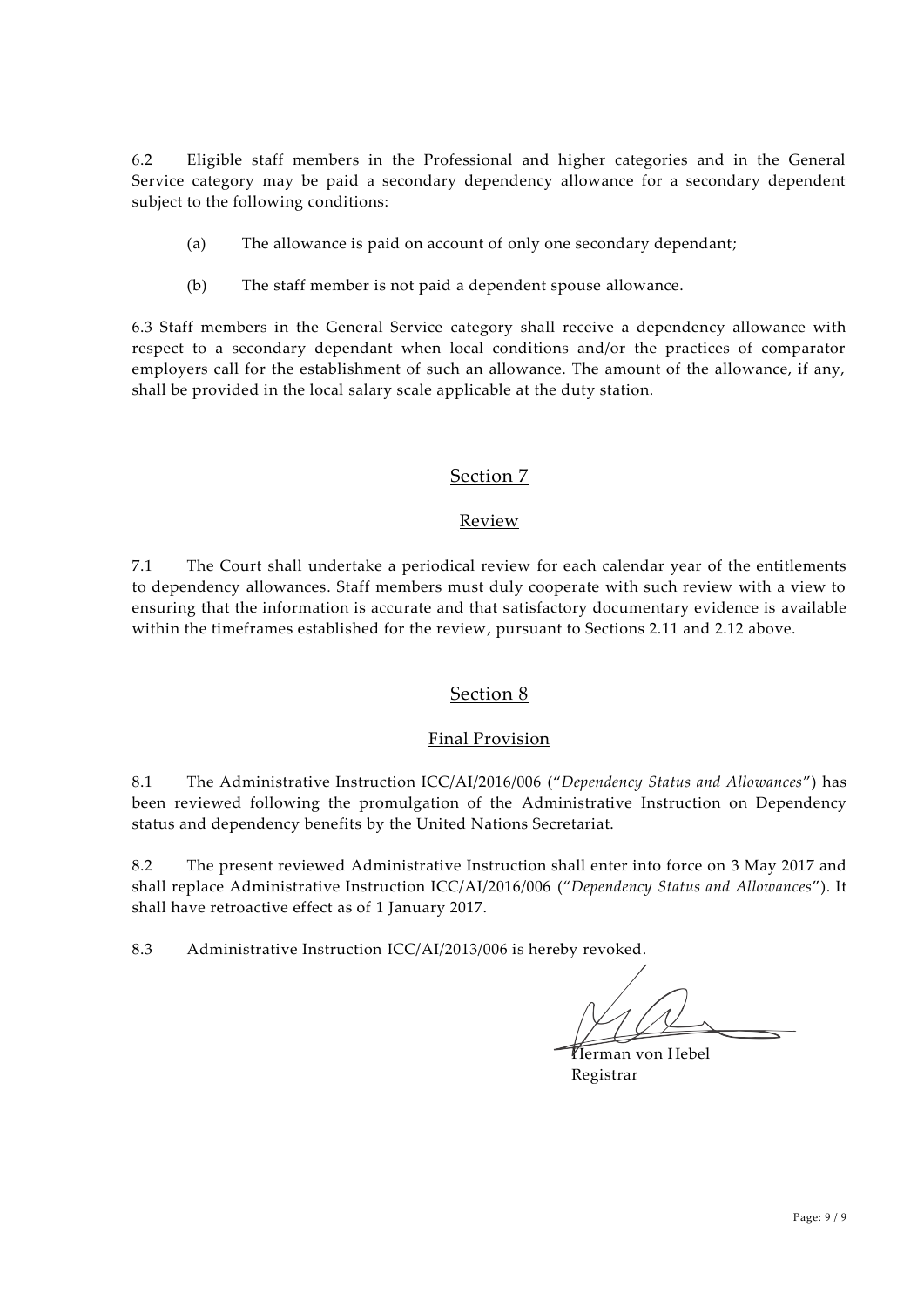6.2 Eligible staff members in the Professional and higher categories and in the General Service category may be paid a secondary dependency allowance for a secondary dependent subject to the following conditions:

(a) The allowance is paid on account of only one secondary dependant;

(b) The staff member is not paid a dependent spouse allowance.

6.3 Staff members in the General Service category shall receive a dependency allowance with respect to a secondary dependant when local conditions and/or the practices of comparator employers call for the establishment of such an allowance. The amount of the allowance, if any, shall be provided in the local salary scale applicable at the duty station.

## Section 7

## Review

7.1 The Court shall undertake a periodical review for each calendar year of the entitlements to dependency allowances. Staff members must duly cooperate with such review with a view to ensuring that the information is accurate and that satisfactory documentary evidence is available within the timeframes established for the review, pursuant to Sections 2.11 and 2.12 above.

## Section 8

## Final Provision

8.1 The Administrative Instruction ICC/AI/2016/006 ("*Dependency Status and Allowances*") has been reviewed following the promulgation of the Administrative Instruction on Dependency status and dependency benefits by the United Nations Secretariat.

8.2 The present reviewed Administrative Instruction shall enter into force on 3 May 2017 and shall replace Administrative Instruction ICC/AI/2016/006 ("*Dependency Status and Allowances*"). It shall have retroactive effect as of 1 January 2017.

8.3 Administrative Instruction ICC/AI/2013/006 is hereby revoked.

Herman von Hebel
Registrar